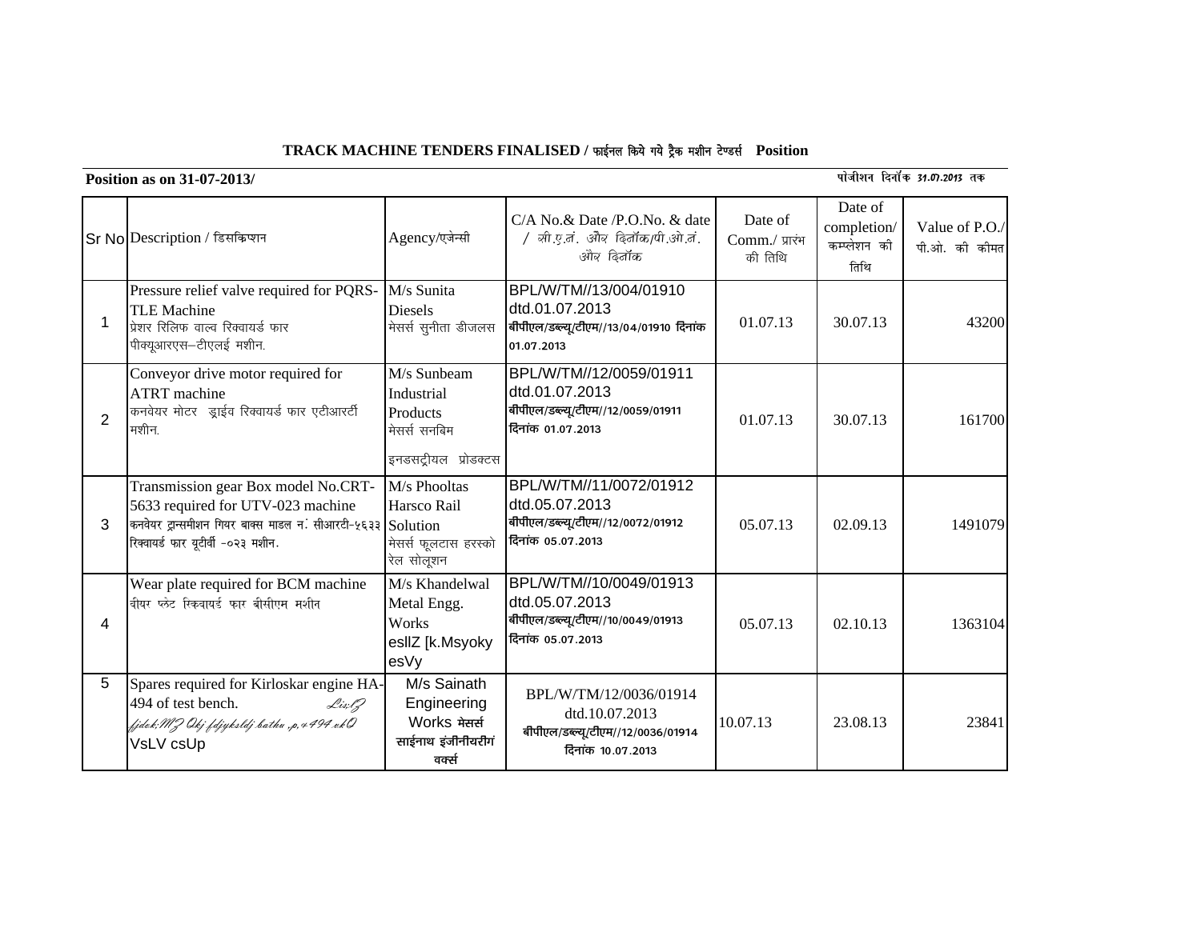# TRACK MACHINE TENDERS FINALISED / फाईनल किये गये ट्रैक मशीन टेण्डर्स Position

**Position as on 31-07-2013/** पोजीशन दिनॉक 31.07.2013 तक

| Sr No | Description / डिसक्रिप्शन | Agency/एजेन्सी | C/A No.& Date /P.O.No. & date / सी.ए.नं. और दिनॉक/पी.ओ.नं. और दिनॉक | Date of Comm./ प्रारंभ की तिथि | Date of completion/ कम्प्लेशन की तिथि | Value of P.O./ पी.ओ. की कीमत |
|---|---|---|---|---|---|---|
| 1 | Pressure relief valve required for PQRS-TLE Machine प्रेशर रिलिफ वाल्व रिक्वायर्ड फार पीक्यूआरएस–टीएलई मशीन. | M/s Sunita Diesels मेसर्स सुनीता डीजलस | BPL/W/TM//13/004/01910 dtd.01.07.2013 बीपीएल/डब्ल्यू/टीएम//13/04/01910 दिनांक 01.07.2013 | 01.07.13 | 30.07.13 | 43200 |
| 2 | Conveyor drive motor required for ATRT machine कनवेयर मोटर ड्राईव रिक्वायर्ड फार एटीआरटी मशीन. | M/s Sunbeam Industrial Products मेसर्स सनबिम इनडसट्रीयल प्रोडक्टस | BPL/W/TM//12/0059/01911 dtd.01.07.2013 बीपीएल/डब्ल्यू/टीएम//12/0059/01911 दिनांक 01.07.2013 | 01.07.13 | 30.07.13 | 161700 |
| 3 | Transmission gear Box model No.CRT-5633 required for UTV-023 machine कनवेयर ट्रान्समीशन गियर बाक्स माडल नं: सीआरटी-५६३३ रिक्वायर्ड फार यूटीवी -०२३ मशीन. | M/s Phooltas Harsco Rail Solution मेसर्स फूलटास हरस्को रेल सोलूशन | BPL/W/TM//11/0072/01912 dtd.05.07.2013 बीपीएल/डब्ल्यू/टीएम//12/0072/01912 दिनांक 05.07.2013 | 05.07.13 | 02.09.13 | 1491079 |
| 4 | Wear plate required for BCM machine वीयर प्लेट रिक्वायर्ड फार बीसीएम मशीन | M/s Khandelwal Metal Engg. Works esllZ [k.Msyoky esVy | BPL/W/TM//10/0049/01913 dtd.05.07.2013 बीपीएल/डब्ल्यू/टीएम//10/0049/01913 दिनांक 05.07.2013 | 05.07.13 | 02.10.13 | 1363104 |
| 5 | Spares required for Kirloskar engine HA-494 of test bench. Lis;lZ fjdok;MZ Qkj fdjyksLdj batu ,p,-494 vkQ VsLV csUp | M/s Sainath Engineering Works मेसर्स साईनाथ इंजीनीयरीगं वर्क्स | BPL/W/TM/12/0036/01914 dtd.10.07.2013 बीपीएल/डब्ल्यू/टीएम//12/0036/01914 दिनांक 10.07.2013 | 10.07.13 | 23.08.13 | 23841 |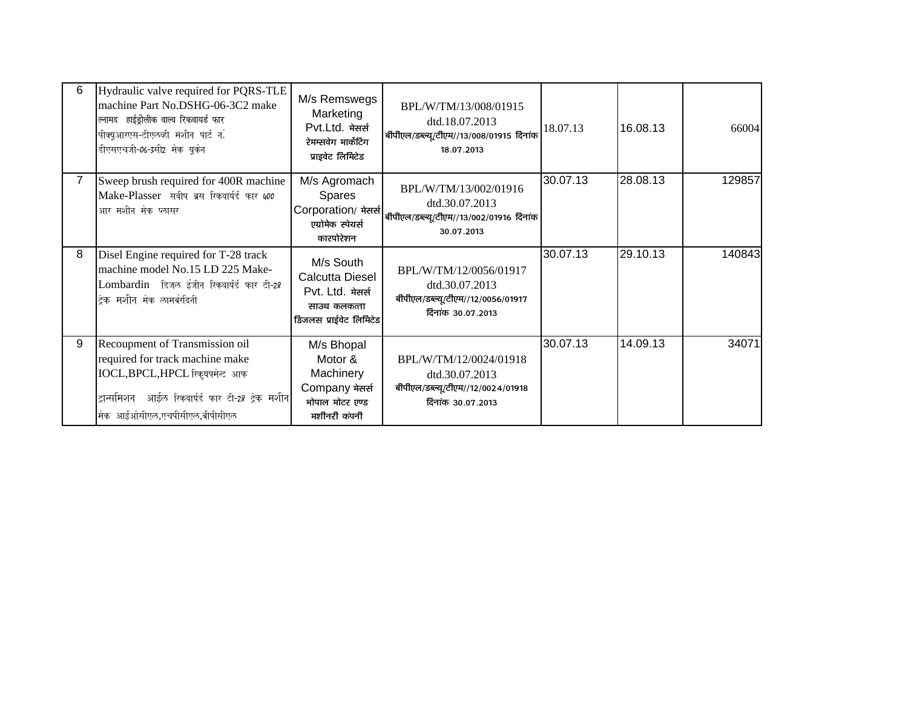| | | | | | | |
|---|---|---|---|---|---|---|
| 6 | Hydraulic valve required for PQRS-TLE machine Part No.DSHG-06-3C2 make ल्नामद हाईड्रोलीक वाल्व रिक्वायर्ड फार पीक्यूआरएस-टीएलव्ही मशीन पार्ट नं. डीएसएचजी-06-3सी2 मेक यूकेन | M/s Remswegs Marketing Pvt.Ltd. मेसर्स रेमम्सवेग मार्केटिंग प्राइवेट लिमिटेड | BPL/W/TM/13/008/01915 dtd.18.07.2013 बीपीएल/डब्ल्यू/टीएम//13/008/01915 दिनांक 18.07.2013 | 18.07.13 | 16.08.13 | 66004 |
| 7 | Sweep brush required for 400R machine Make-Plasser सवीप ब्रस रिक्वार्यर्ड फार 400 आर मशीन मेक प्लासर | M/s Agromach Spares Corporation/ मेसर्स एग्रोमेक स्पेयर्स कारपोरेशन | BPL/W/TM/13/002/01916 dtd.30.07.2013 बीपीएल/डब्ल्यू/टीएम//13/002/01916 दिनांक 30.07.2013 | 30.07.13 | 28.08.13 | 129857 |
| 8 | Disel Engine required for T-28 track machine model No.15 LD 225 Make-Lombardin डिजल इंजीन रिक्वार्यर्ड फार टी-28 ट्रेक मशीन मेक लामबंरदिनी | M/s South Calcutta Diesel Pvt. Ltd. मेसर्स साउथ कलकत्ता डिजलस प्राईवेट लिमिटेड | BPL/W/TM/12/0056/01917 dtd.30.07.2013 बीपीएल/डब्ल्यू/टीएम//12/0056/01917 दिनांक 30.07.2013 | 30.07.13 | 29.10.13 | 140843 |
| 9 | Recoupment of Transmission oil required for track machine make IOCL,BPCL,HPCL रिकुपमेन्ट आफ ट्रान्समिशन आईल रिक्वार्यर्ड फार टी-28 ट्रेक मशीन मेक आईओसीएल,एचपीसीएल,बीपीसीएल | M/s Bhopal Motor & Machinery Company मेसर्स भोपाल मोटर एण्ड मशीनरी कंपनी | BPL/W/TM/12/0024/01918 dtd.30.07.2013 बीपीएल/डब्ल्यू/टीएम//12/0024/01918 दिनांक 30.07.2013 | 30.07.13 | 14.09.13 | 34071 |